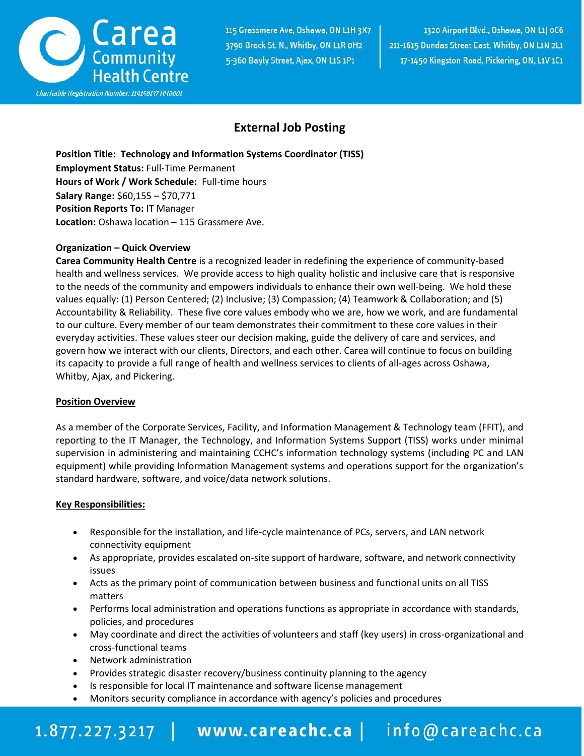# External Job Posting

**Position Title: Technology and Information Systems Coordinator (TISS)**
**Employment Status:** Full-Time Permanent
**Hours of Work / Work Schedule:** Full-time hours
**Salary Range:** $60,155 – $70,771
**Position Reports To:** IT Manager
**Location:** Oshawa location – 115 Grassmere Ave.

**Organization – Quick Overview**
**Carea Community Health Centre** is a recognized leader in redefining the experience of community-based health and wellness services. We provide access to high quality holistic and inclusive care that is responsive to the needs of the community and empowers individuals to enhance their own well-being. We hold these values equally: (1) Person Centered; (2) Inclusive; (3) Compassion; (4) Teamwork & Collaboration; and (5) Accountability & Reliability. These five core values embody who we are, how we work, and are fundamental to our culture. Every member of our team demonstrates their commitment to these core values in their everyday activities. These values steer our decision making, guide the delivery of care and services, and govern how we interact with our clients, Directors, and each other. Carea will continue to focus on building its capacity to provide a full range of health and wellness services to clients of all-ages across Oshawa, Whitby, Ajax, and Pickering.

**Position Overview**

As a member of the Corporate Services, Facility, and Information Management & Technology team (FFIT), and reporting to the IT Manager, the Technology, and Information Systems Support (TISS) works under minimal supervision in administering and maintaining CCHC's information technology systems (including PC and LAN equipment) while providing Information Management systems and operations support for the organization's standard hardware, software, and voice/data network solutions.

**Key Responsibilities:**

- Responsible for the installation, and life-cycle maintenance of PCs, servers, and LAN network connectivity equipment
- As appropriate, provides escalated on-site support of hardware, software, and network connectivity issues
- Acts as the primary point of communication between business and functional units on all TISS matters
- Performs local administration and operations functions as appropriate in accordance with standards, policies, and procedures
- May coordinate and direct the activities of volunteers and staff (key users) in cross-organizational and cross-functional teams
- Network administration
- Provides strategic disaster recovery/business continuity planning to the agency
- Is responsible for local IT maintenance and software license management
- Monitors security compliance in accordance with agency's policies and procedures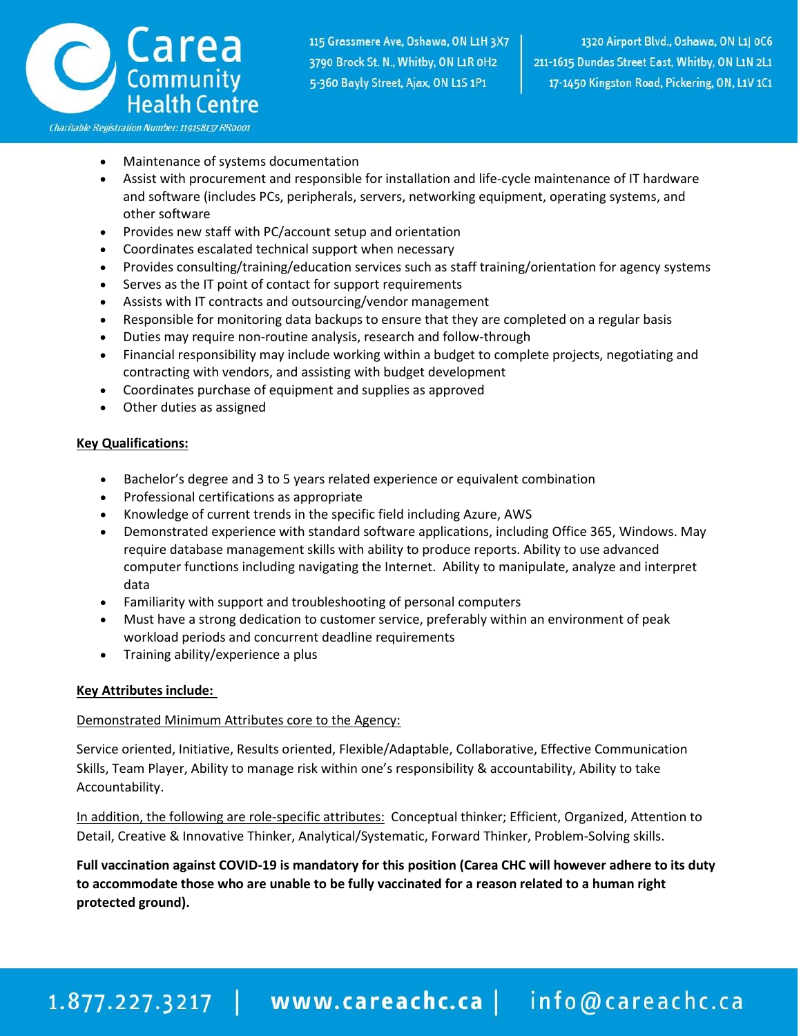- Maintenance of systems documentation
- Assist with procurement and responsible for installation and life-cycle maintenance of IT hardware and software (includes PCs, peripherals, servers, networking equipment, operating systems, and other software
- Provides new staff with PC/account setup and orientation
- Coordinates escalated technical support when necessary
- Provides consulting/training/education services such as staff training/orientation for agency systems
- Serves as the IT point of contact for support requirements
- Assists with IT contracts and outsourcing/vendor management
- Responsible for monitoring data backups to ensure that they are completed on a regular basis
- Duties may require non-routine analysis, research and follow-through
- Financial responsibility may include working within a budget to complete projects, negotiating and contracting with vendors, and assisting with budget development
- Coordinates purchase of equipment and supplies as approved
- Other duties as assigned

**Key Qualifications:**

- Bachelor's degree and 3 to 5 years related experience or equivalent combination
- Professional certifications as appropriate
- Knowledge of current trends in the specific field including Azure, AWS
- Demonstrated experience with standard software applications, including Office 365, Windows. May require database management skills with ability to produce reports. Ability to use advanced computer functions including navigating the Internet. Ability to manipulate, analyze and interpret data
- Familiarity with support and troubleshooting of personal computers
- Must have a strong dedication to customer service, preferably within an environment of peak workload periods and concurrent deadline requirements
- Training ability/experience a plus

**Key Attributes include:**

Demonstrated Minimum Attributes core to the Agency:

Service oriented, Initiative, Results oriented, Flexible/Adaptable, Collaborative, Effective Communication Skills, Team Player, Ability to manage risk within one's responsibility & accountability, Ability to take Accountability.

In addition, the following are role-specific attributes: Conceptual thinker; Efficient, Organized, Attention to Detail, Creative & Innovative Thinker, Analytical/Systematic, Forward Thinker, Problem-Solving skills.

**Full vaccination against COVID-19 is mandatory for this position (Carea CHC will however adhere to its duty to accommodate those who are unable to be fully vaccinated for a reason related to a human right protected ground).**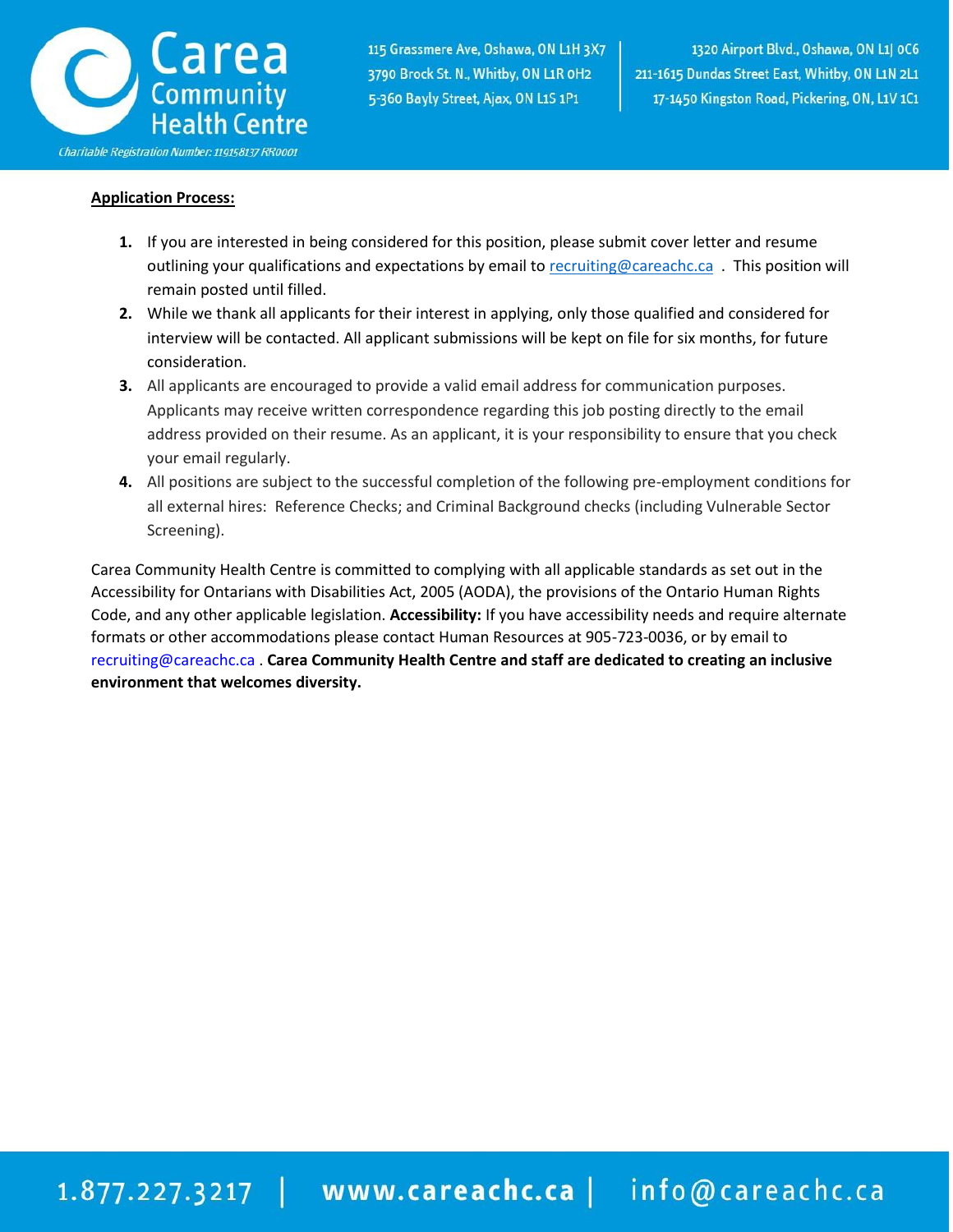**Application Process:**

1. If you are interested in being considered for this position, please submit cover letter and resume outlining your qualifications and expectations by email to recruiting@careachc.ca . This position will remain posted until filled.
2. While we thank all applicants for their interest in applying, only those qualified and considered for interview will be contacted. All applicant submissions will be kept on file for six months, for future consideration.
3. All applicants are encouraged to provide a valid email address for communication purposes. Applicants may receive written correspondence regarding this job posting directly to the email address provided on their resume. As an applicant, it is your responsibility to ensure that you check your email regularly.
4. All positions are subject to the successful completion of the following pre-employment conditions for all external hires: Reference Checks; and Criminal Background checks (including Vulnerable Sector Screening).

Carea Community Health Centre is committed to complying with all applicable standards as set out in the Accessibility for Ontarians with Disabilities Act, 2005 (AODA), the provisions of the Ontario Human Rights Code, and any other applicable legislation. **Accessibility:** If you have accessibility needs and require alternate formats or other accommodations please contact Human Resources at 905-723-0036, or by email to recruiting@careachc.ca . **Carea Community Health Centre and staff are dedicated to creating an inclusive environment that welcomes diversity.**